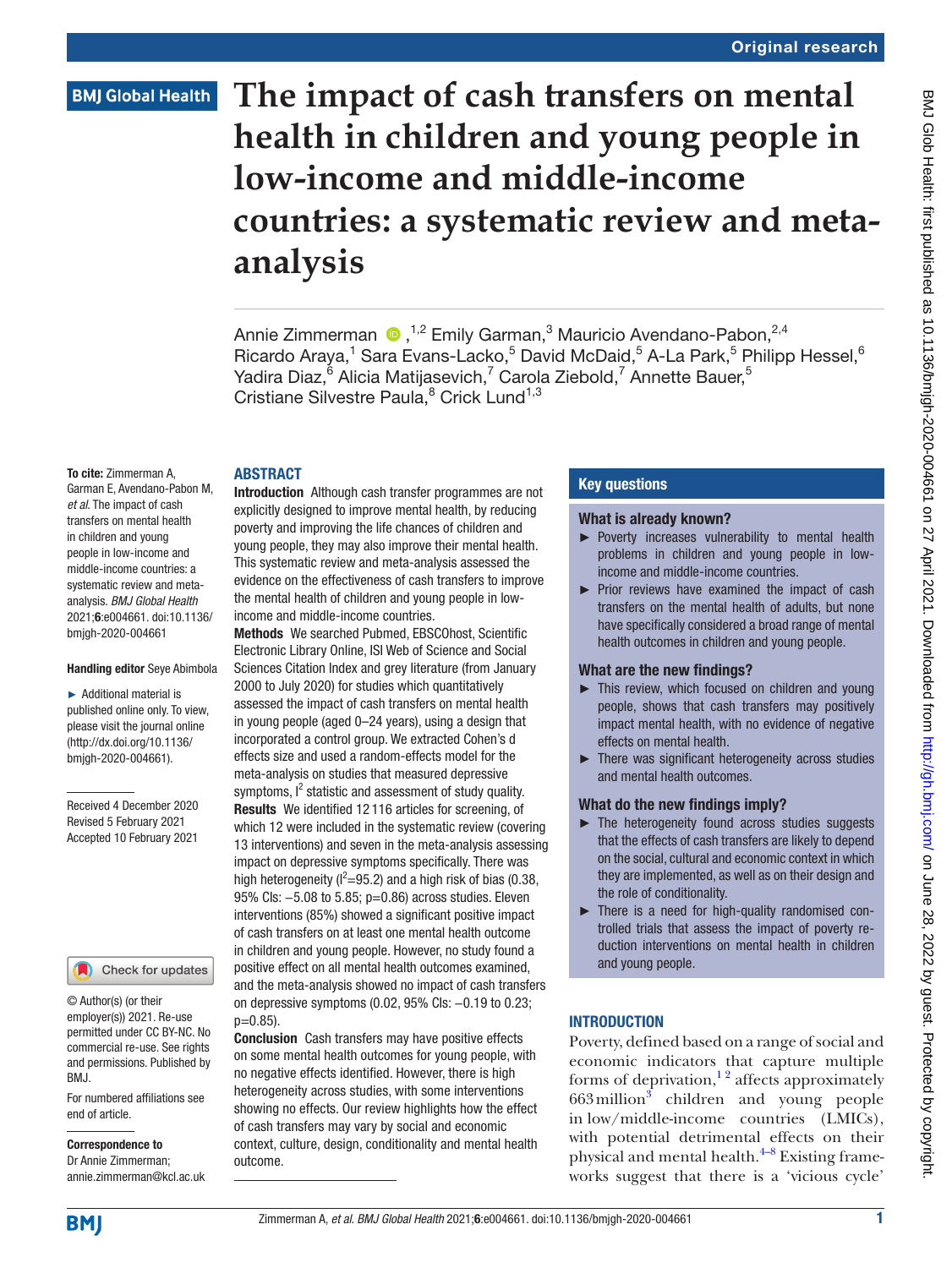# The impact of cash transfers on mental health in children and young people in low-income and middle-income countries: a systematic review and meta-analysis

Annie Zimmerman [1,2], Emily Garman,[3] Mauricio Avendano-Pabon,[2,4] Ricardo Araya,[1] Sara Evans-Lacko,[5] David McDaid,[5] A-La Park,[5] Philipp Hessel,[6] Yadira Diaz,[6] Alicia Matijasevich,[7] Carola Ziebold,[7] Annette Bauer,[5] Cristiane Silvestre Paula,[8] Crick Lund[1,3]

**To cite:** Zimmerman A, Garman E, Avendano-Pabon M, *et al*. The impact of cash transfers on mental health in children and young people in low-income and middle-income countries: a systematic review and meta-analysis. *BMJ Global Health* 2021;**6**:e004661. doi:10.1136/bmjgh-2020-004661

**Handling editor** Seye Abimbola

► Additional material is published online only. To view, please visit the journal online (http://dx.doi.org/10.1136/bmjgh-2020-004661).

Received 4 December 2020
Revised 5 February 2021
Accepted 10 February 2021

© Author(s) (or their employer(s)) 2021. Re-use permitted under CC BY-NC. No commercial re-use. See rights and permissions. Published by BMJ.

For numbered affiliations see end of article.

**Correspondence to**
Dr Annie Zimmerman; annie.zimmerman@kcl.ac.uk

## ABSTRACT

**Introduction** Although cash transfer programmes are not explicitly designed to improve mental health, by reducing poverty and improving the life chances of children and young people, they may also improve their mental health. This systematic review and meta-analysis assessed the evidence on the effectiveness of cash transfers to improve the mental health of children and young people in low-income and middle-income countries.

**Methods** We searched Pubmed, EBSCOhost, Scientific Electronic Library Online, ISI Web of Science and Social Sciences Citation Index and grey literature (from January 2000 to July 2020) for studies which quantitatively assessed the impact of cash transfers on mental health in young people (aged 0–24 years), using a design that incorporated a control group. We extracted Cohen's d effects size and used a random-effects model for the meta-analysis on studies that measured depressive symptoms, $I^2$ statistic and assessment of study quality.

**Results** We identified 12 116 articles for screening, of which 12 were included in the systematic review (covering 13 interventions) and seven in the meta-analysis assessing impact on depressive symptoms specifically. There was high heterogeneity ($I^2$=95.2) and a high risk of bias (0.38, 95% CIs: −5.08 to 5.85; p=0.86) across studies. Eleven interventions (85%) showed a significant positive impact of cash transfers on at least one mental health outcome in children and young people. However, no study found a positive effect on all mental health outcomes examined, and the meta-analysis showed no impact of cash transfers on depressive symptoms (0.02, 95% CIs: −0.19 to 0.23; p=0.85).

**Conclusion** Cash transfers may have positive effects on some mental health outcomes for young people, with no negative effects identified. However, there is high heterogeneity across studies, with some interventions showing no effects. Our review highlights how the effect of cash transfers may vary by social and economic context, culture, design, conditionality and mental health outcome.

## Key questions

### What is already known?

- ► Poverty increases vulnerability to mental health problems in children and young people in low-income and middle-income countries.
- ► Prior reviews have examined the impact of cash transfers on the mental health of adults, but none have specifically considered a broad range of mental health outcomes in children and young people.

### What are the new findings?

- ► This review, which focused on children and young people, shows that cash transfers may positively impact mental health, with no evidence of negative effects on mental health.
- ► There was significant heterogeneity across studies and mental health outcomes.

### What do the new findings imply?

- ► The heterogeneity found across studies suggests that the effects of cash transfers are likely to depend on the social, cultural and economic context in which they are implemented, as well as on their design and the role of conditionality.
- ► There is a need for high-quality randomised controlled trials that assess the impact of poverty reduction interventions on mental health in children and young people.

## INTRODUCTION

Poverty, defined based on a range of social and economic indicators that capture multiple forms of deprivation,[1,2] affects approximately 663 million[3] children and young people in low/middle-income countries (LMICs), with potential detrimental effects on their physical and mental health.[4–8] Existing frameworks suggest that there is a 'vicious cycle'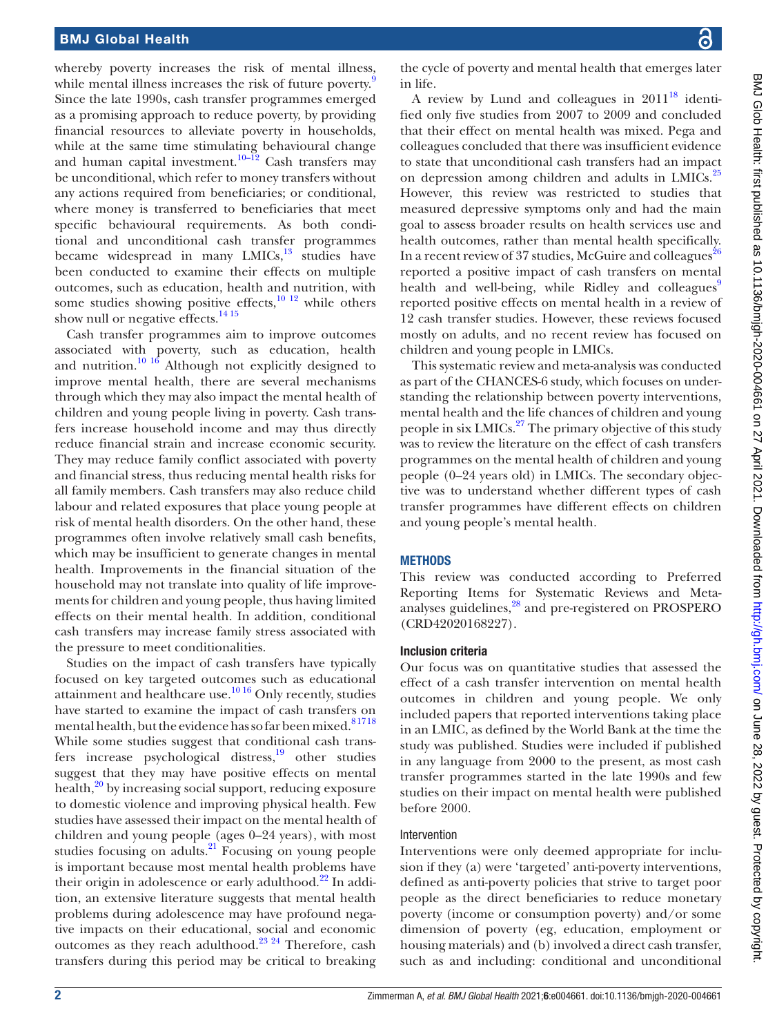whereby poverty increases the risk of mental illness, while mental illness increases the risk of future poverty.[9] Since the late 1990s, cash transfer programmes emerged as a promising approach to reduce poverty, by providing financial resources to alleviate poverty in households, while at the same time stimulating behavioural change and human capital investment.[10–12] Cash transfers may be unconditional, which refer to money transfers without any actions required from beneficiaries; or conditional, where money is transferred to beneficiaries that meet specific behavioural requirements. As both conditional and unconditional cash transfer programmes became widespread in many LMICs,[13] studies have been conducted to examine their effects on multiple outcomes, such as education, health and nutrition, with some studies showing positive effects,[10 12] while others show null or negative effects.[14 15]

Cash transfer programmes aim to improve outcomes associated with poverty, such as education, health and nutrition.[10 16] Although not explicitly designed to improve mental health, there are several mechanisms through which they may also impact the mental health of children and young people living in poverty. Cash transfers increase household income and may thus directly reduce financial strain and increase economic security. They may reduce family conflict associated with poverty and financial stress, thus reducing mental health risks for all family members. Cash transfers may also reduce child labour and related exposures that place young people at risk of mental health disorders. On the other hand, these programmes often involve relatively small cash benefits, which may be insufficient to generate changes in mental health. Improvements in the financial situation of the household may not translate into quality of life improvements for children and young people, thus having limited effects on their mental health. In addition, conditional cash transfers may increase family stress associated with the pressure to meet conditionalities.

Studies on the impact of cash transfers have typically focused on key targeted outcomes such as educational attainment and healthcare use.[10 16] Only recently, studies have started to examine the impact of cash transfers on mental health, but the evidence has so far been mixed.[8 17 18] While some studies suggest that conditional cash transfers increase psychological distress,[19] other studies suggest that they may have positive effects on mental health,[20] by increasing social support, reducing exposure to domestic violence and improving physical health. Few studies have assessed their impact on the mental health of children and young people (ages 0–24 years), with most studies focusing on adults.[21] Focusing on young people is important because most mental health problems have their origin in adolescence or early adulthood.[22] In addition, an extensive literature suggests that mental health problems during adolescence may have profound negative impacts on their educational, social and economic outcomes as they reach adulthood.[23 24] Therefore, cash transfers during this period may be critical to breaking the cycle of poverty and mental health that emerges later in life.

A review by Lund and colleagues in 2011[18] identified only five studies from 2007 to 2009 and concluded that their effect on mental health was mixed. Pega and colleagues concluded that there was insufficient evidence to state that unconditional cash transfers had an impact on depression among children and adults in LMICs.[25] However, this review was restricted to studies that measured depressive symptoms only and had the main goal to assess broader results on health services use and health outcomes, rather than mental health specifically. In a recent review of 37 studies, McGuire and colleagues[26] reported a positive impact of cash transfers on mental health and well-being, while Ridley and colleagues[9] reported positive effects on mental health in a review of 12 cash transfer studies. However, these reviews focused mostly on adults, and no recent review has focused on children and young people in LMICs.

This systematic review and meta-analysis was conducted as part of the CHANCES-6 study, which focuses on understanding the relationship between poverty interventions, mental health and the life chances of children and young people in six LMICs.[27] The primary objective of this study was to review the literature on the effect of cash transfers programmes on the mental health of children and young people (0–24 years old) in LMICs. The secondary objective was to understand whether different types of cash transfer programmes have different effects on children and young people's mental health.

## METHODS

This review was conducted according to Preferred Reporting Items for Systematic Reviews and Meta-analyses guidelines,[28] and pre-registered on PROSPERO (CRD42020168227).

### Inclusion criteria

Our focus was on quantitative studies that assessed the effect of a cash transfer intervention on mental health outcomes in children and young people. We only included papers that reported interventions taking place in an LMIC, as defined by the World Bank at the time the study was published. Studies were included if published in any language from 2000 to the present, as most cash transfer programmes started in the late 1990s and few studies on their impact on mental health were published before 2000.

#### Intervention

Interventions were only deemed appropriate for inclusion if they (a) were 'targeted' anti-poverty interventions, defined as anti-poverty policies that strive to target poor people as the direct beneficiaries to reduce monetary poverty (income or consumption poverty) and/or some dimension of poverty (eg, education, employment or housing materials) and (b) involved a direct cash transfer, such as and including: conditional and unconditional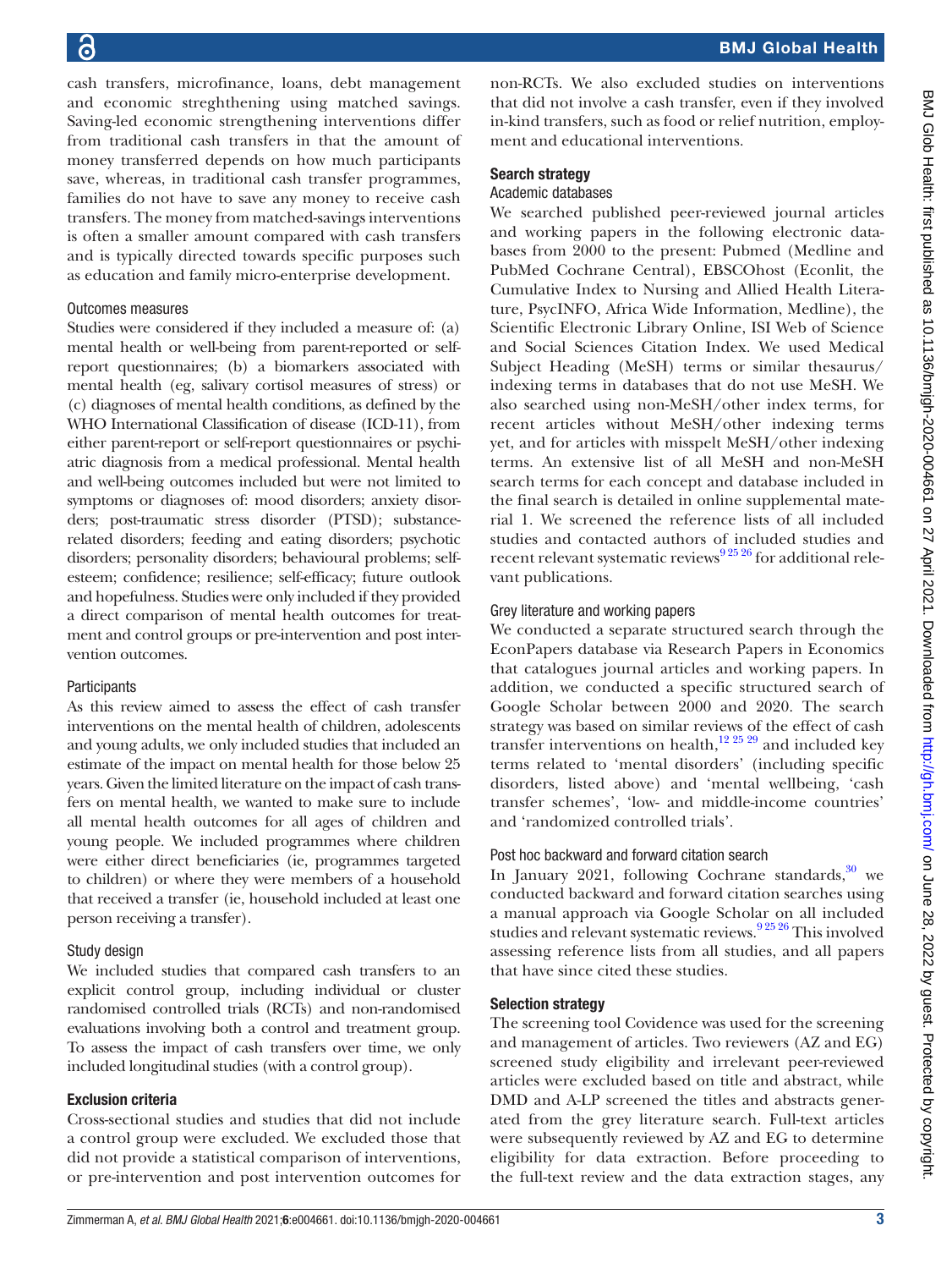cash transfers, microfinance, loans, debt management and economic streghthening using matched savings. Saving-led economic strengthening interventions differ from traditional cash transfers in that the amount of money transferred depends on how much participants save, whereas, in traditional cash transfer programmes, families do not have to save any money to receive cash transfers. The money from matched-savings interventions is often a smaller amount compared with cash transfers and is typically directed towards specific purposes such as education and family micro-enterprise development.

### Outcomes measures

Studies were considered if they included a measure of: (a) mental health or well-being from parent-reported or self-report questionnaires; (b) a biomarkers associated with mental health (eg, salivary cortisol measures of stress) or (c) diagnoses of mental health conditions, as defined by the WHO International Classification of disease (ICD-11), from either parent-report or self-report questionnaires or psychiatric diagnosis from a medical professional. Mental health and well-being outcomes included but were not limited to symptoms or diagnoses of: mood disorders; anxiety disorders; post-traumatic stress disorder (PTSD); substance-related disorders; feeding and eating disorders; psychotic disorders; personality disorders; behavioural problems; self-esteem; confidence; resilience; self-efficacy; future outlook and hopefulness. Studies were only included if they provided a direct comparison of mental health outcomes for treatment and control groups or pre-intervention and post intervention outcomes.

### Participants

As this review aimed to assess the effect of cash transfer interventions on the mental health of children, adolescents and young adults, we only included studies that included an estimate of the impact on mental health for those below 25 years. Given the limited literature on the impact of cash transfers on mental health, we wanted to make sure to include all mental health outcomes for all ages of children and young people. We included programmes where children were either direct beneficiaries (ie, programmes targeted to children) or where they were members of a household that received a transfer (ie, household included at least one person receiving a transfer).

### Study design

We included studies that compared cash transfers to an explicit control group, including individual or cluster randomised controlled trials (RCTs) and non-randomised evaluations involving both a control and treatment group. To assess the impact of cash transfers over time, we only included longitudinal studies (with a control group).

## Exclusion criteria

Cross-sectional studies and studies that did not include a control group were excluded. We excluded those that did not provide a statistical comparison of interventions, or pre-intervention and post intervention outcomes for non-RCTs. We also excluded studies on interventions that did not involve a cash transfer, even if they involved in-kind transfers, such as food or relief nutrition, employment and educational interventions.

## Search strategy

### Academic databases

We searched published peer-reviewed journal articles and working papers in the following electronic databases from 2000 to the present: Pubmed (Medline and PubMed Cochrane Central), EBSCOhost (Econlit, the Cumulative Index to Nursing and Allied Health Literature, PsycINFO, Africa Wide Information, Medline), the Scientific Electronic Library Online, ISI Web of Science and Social Sciences Citation Index. We used Medical Subject Heading (MeSH) terms or similar thesaurus/indexing terms in databases that do not use MeSH. We also searched using non-MeSH/other index terms, for recent articles without MeSH/other indexing terms yet, and for articles with misspelt MeSH/other indexing terms. An extensive list of all MeSH and non-MeSH search terms for each concept and database included in the final search is detailed in online supplemental material 1. We screened the reference lists of all included studies and contacted authors of included studies and recent relevant systematic reviews[9 25 26] for additional relevant publications.

### Grey literature and working papers

We conducted a separate structured search through the EconPapers database via Research Papers in Economics that catalogues journal articles and working papers. In addition, we conducted a specific structured search of Google Scholar between 2000 and 2020. The search strategy was based on similar reviews of the effect of cash transfer interventions on health,[12 25 29] and included key terms related to 'mental disorders' (including specific disorders, listed above) and 'mental wellbeing, 'cash transfer schemes', 'low- and middle-income countries' and 'randomized controlled trials'.

### Post hoc backward and forward citation search

In January 2021, following Cochrane standards,[30] we conducted backward and forward citation searches using a manual approach via Google Scholar on all included studies and relevant systematic reviews.[9 25 26] This involved assessing reference lists from all studies, and all papers that have since cited these studies.

## Selection strategy

The screening tool Covidence was used for the screening and management of articles. Two reviewers (AZ and EG) screened study eligibility and irrelevant peer-reviewed articles were excluded based on title and abstract, while DMD and A-LP screened the titles and abstracts generated from the grey literature search. Full-text articles were subsequently reviewed by AZ and EG to determine eligibility for data extraction. Before proceeding to the full-text review and the data extraction stages, any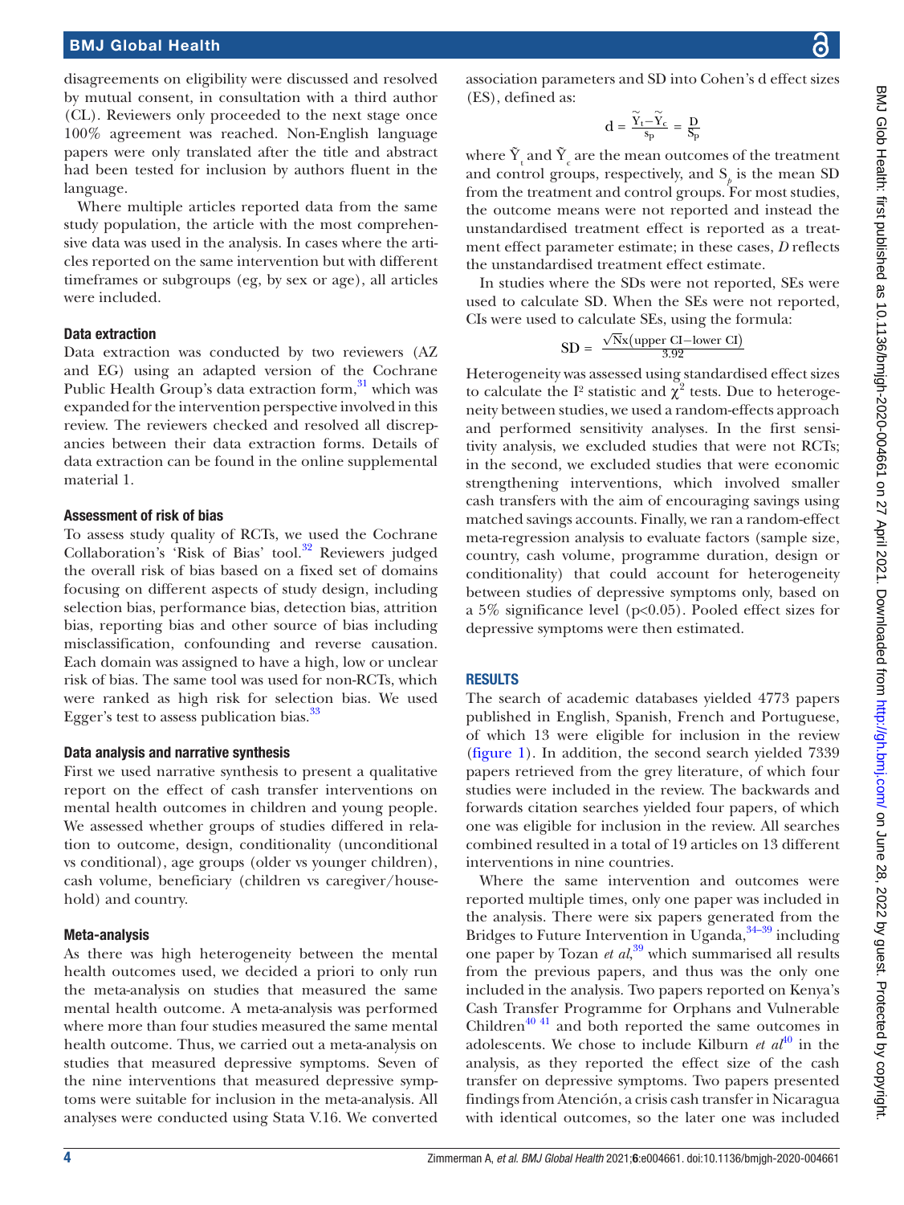disagreements on eligibility were discussed and resolved by mutual consent, in consultation with a third author (CL). Reviewers only proceeded to the next stage once 100% agreement was reached. Non-English language papers were only translated after the title and abstract had been tested for inclusion by authors fluent in the language.

Where multiple articles reported data from the same study population, the article with the most comprehensive data was used in the analysis. In cases where the articles reported on the same intervention but with different timeframes or subgroups (eg, by sex or age), all articles were included.

### Data extraction

Data extraction was conducted by two reviewers (AZ and EG) using an adapted version of the Cochrane Public Health Group's data extraction form,[31] which was expanded for the intervention perspective involved in this review. The reviewers checked and resolved all discrepancies between their data extraction forms. Details of data extraction can be found in the online supplemental material 1.

### Assessment of risk of bias

To assess study quality of RCTs, we used the Cochrane Collaboration's 'Risk of Bias' tool.[32] Reviewers judged the overall risk of bias based on a fixed set of domains focusing on different aspects of study design, including selection bias, performance bias, detection bias, attrition bias, reporting bias and other source of bias including misclassification, confounding and reverse causation. Each domain was assigned to have a high, low or unclear risk of bias. The same tool was used for non-RCTs, which were ranked as high risk for selection bias. We used Egger's test to assess publication bias.[33]

### Data analysis and narrative synthesis

First we used narrative synthesis to present a qualitative report on the effect of cash transfer interventions on mental health outcomes in children and young people. We assessed whether groups of studies differed in relation to outcome, design, conditionality (unconditional vs conditional), age groups (older vs younger children), cash volume, beneficiary (children vs caregiver/household) and country.

### Meta-analysis

As there was high heterogeneity between the mental health outcomes used, we decided a priori to only run the meta-analysis on studies that measured the same mental health outcome. A meta-analysis was performed where more than four studies measured the same mental health outcome. Thus, we carried out a meta-analysis on studies that measured depressive symptoms. Seven of the nine interventions that measured depressive symptoms were suitable for inclusion in the meta-analysis. All analyses were conducted using Stata V.16. We converted association parameters and SD into Cohen's d effect sizes (ES), defined as:

$$d = \frac{\tilde{Y}_t - \tilde{Y}_c}{S_p} = \frac{D}{S_p}$$

where $\tilde{Y}_t$ and $\tilde{Y}_c$ are the mean outcomes of the treatment and control groups, respectively, and $S_p$ is the mean SD from the treatment and control groups. For most studies, the outcome means were not reported and instead the unstandardised treatment effect is reported as a treatment effect parameter estimate; in these cases, *D* reflects the unstandardised treatment effect estimate.

In studies where the SDs were not reported, SEs were used to calculate SD. When the SEs were not reported, CIs were used to calculate SEs, using the formula:

$$SD = \frac{\sqrt{N} \times (\text{upper CI} - \text{lower CI})}{3.92}$$

Heterogeneity was assessed using standardised effect sizes to calculate the $I^2$ statistic and $\chi^2$ tests. Due to heterogeneity between studies, we used a random-effects approach and performed sensitivity analyses. In the first sensitivity analysis, we excluded studies that were not RCTs; in the second, we excluded studies that were economic strengthening interventions, which involved smaller cash transfers with the aim of encouraging savings using matched savings accounts. Finally, we ran a random-effect meta-regression analysis to evaluate factors (sample size, country, cash volume, programme duration, design or conditionality) that could account for heterogeneity between studies of depressive symptoms only, based on a 5% significance level ($p<0.05$). Pooled effect sizes for depressive symptoms were then estimated.

## RESULTS

The search of academic databases yielded 4773 papers published in English, Spanish, French and Portuguese, of which 13 were eligible for inclusion in the review (figure 1). In addition, the second search yielded 7339 papers retrieved from the grey literature, of which four studies were included in the review. The backwards and forwards citation searches yielded four papers, of which one was eligible for inclusion in the review. All searches combined resulted in a total of 19 articles on 13 different interventions in nine countries.

Where the same intervention and outcomes were reported multiple times, only one paper was included in the analysis. There were six papers generated from the Bridges to Future Intervention in Uganda,[34–39] including one paper by Tozan *et al*,[39] which summarised all results from the previous papers, and thus was the only one included in the analysis. Two papers reported on Kenya's Cash Transfer Programme for Orphans and Vulnerable Children[40 41] and both reported the same outcomes in adolescents. We chose to include Kilburn *et al*[40] in the analysis, as they reported the effect size of the cash transfer on depressive symptoms. Two papers presented findings from Atención, a crisis cash transfer in Nicaragua with identical outcomes, so the later one was included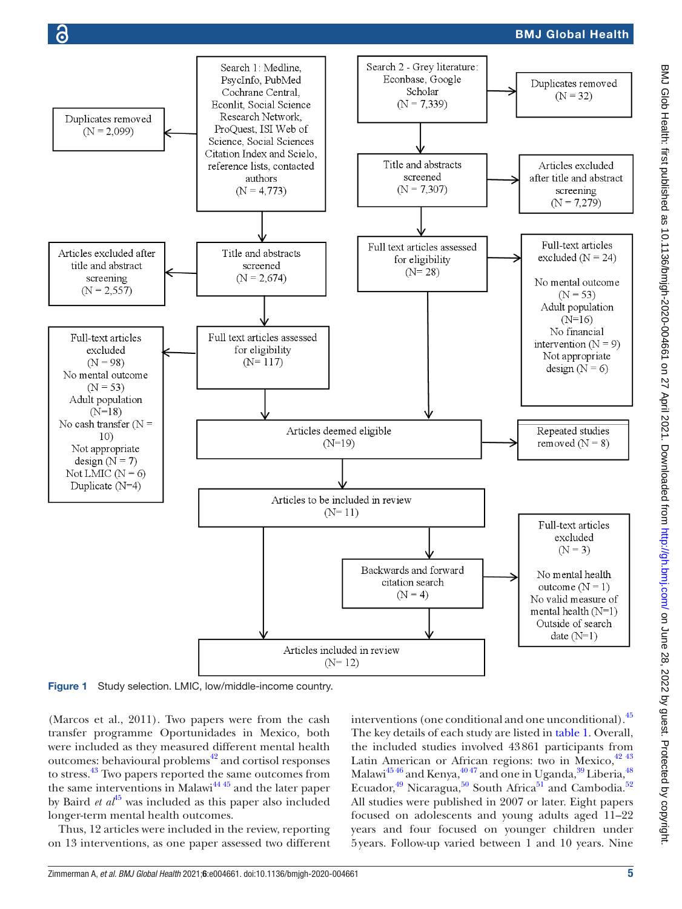Search 1: Medline, PsycInfo, PubMed Cochrane Central, Econlit, Social Science Research Network, ProQuest, ISI Web of Science, Social Sciences Citation Index and Scielo, reference lists, contacted authors (N = 4,773)

Duplicates removed (N = 2,099)

Title and abstracts screened (N= 2,674)

Articles excluded after title and abstract screening (N = 2,557)

Full text articles assessed for eligibility (N= 117)

Full-text articles excluded (N = 98)
No mental outcome (N = 53)
Adult population (N=18)
No cash transfer (N = 10)
Not appropriate design (N = 7)
Not LMIC (N = 6)
Duplicate (N=4)

Search 2 - Grey literature: Econbase, Google Scholar (N = 7,339)

Duplicates removed (N = 32)

Title and abstracts screened (N = 7,307)

Articles excluded after title and abstract screening (N = 7,279)

Full text articles assessed for eligibility (N= 28)

Full-text articles excluded (N = 24)
No mental outcome (N = 53)
Adult population (N=16)
No financial intervention (N = 9)
Not appropriate design (N = 6)

Articles deemed eligible (N=19)

Repeated studies removed (N = 8)

Articles to be included in review (N= 11)

Backwards and forward citation search (N = 4)

Full-text articles excluded (N = 3)
No mental health outcome (N = 1)
No valid measure of mental health (N=1)
Outside of search date (N=1)

Articles included in review (N= 12)

**Figure 1** Study selection. LMIC, low/middle-income country.

(Marcos et al., 2011). Two papers were from the cash transfer programme Oportunidades in Mexico, both were included as they measured different mental health outcomes: behavioural problems[42] and cortisol responses to stress.[43] Two papers reported the same outcomes from the same interventions in Malawi[44 45] and the later paper by Baird *et al*[45] was included as this paper also included longer-term mental health outcomes.

Thus, 12 articles were included in the review, reporting on 13 interventions, as one paper assessed two different interventions (one conditional and one unconditional).[45] The key details of each study are listed in table 1. Overall, the included studies involved 43 861 participants from Latin American or African regions: two in Mexico,[42 43] Malawi[45 46] and Kenya,[40 47] and one in Uganda,[39] Liberia,[48] Ecuador,[49] Nicaragua,[50] South Africa[51] and Cambodia.[52] All studies were published in 2007 or later. Eight papers focused on adolescents and young adults aged 11–22 years and four focused on younger children under 5 years. Follow-up varied between 1 and 10 years. Nine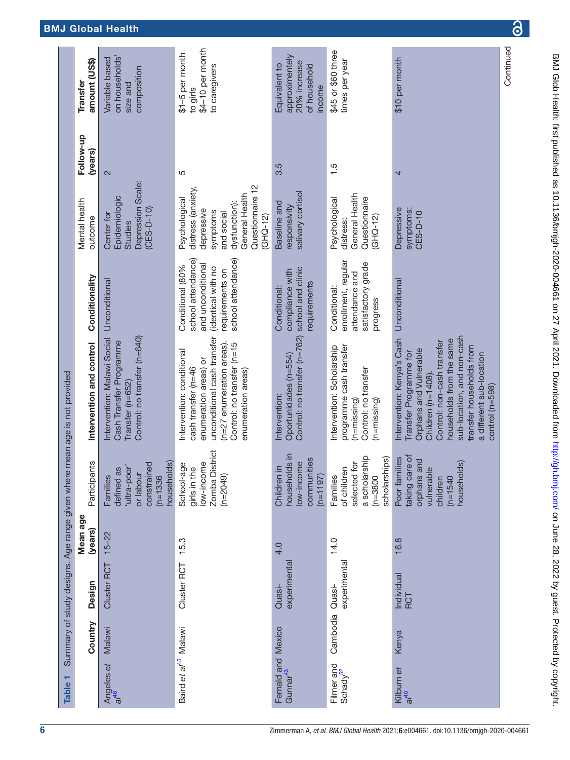**Table 1** Summary of study designs. Age range given where mean age is not provided

| | Country | Design | Mean age (years) | Participants | Intervention and control | Conditionality | Mental health outcome | Follow-up (years) | Transfer amount (US$) |
|---|---|---|---|---|---|---|---|---|---|
| Angeles *et al*[46] | Malawi | Cluster RCT | 15–22 | Families defined as 'ultra-poor' or labour constrained (n=1336 households) | Intervention: Malawi Social Cash Transfer Programme Transfer (n=652)<br>Control: no transfer (n=640) | Unconditional | Center for Epidemiologic Studies Depression Scale: (CES-D-10) | 2 | Variable based on households' size and composition |
| Baird *et al*[45] | Malawi | Cluster RCT | 15.3 | School-age girls in the low-income Zomba District (n=2049) | Intervention: conditional cash transfer (n=46 enumeration areas) or unconditional cash transfer (n=27 enumeration areas).<br>Control: no transfer (n=15 enumeration areas) | Conditional (80% school attendance) and unconditional (identical with no requirements on school attendance) | Psychological distress (anxiety, depressive symptoms and social dysfunction): General Health Questionnaire 12 (GHQ-12) | 5 | $1–5 per month to girls<br>$4–10 per month to caregivers |
| Fernald and Gunnar[43] | Mexico | Quasi-experimental | 4.0 | Children in households in low-income communities (n=1197) | Intervention: Oportunidades (n=554)<br>Control: no transfer (n=762) | Conditional: compliance with school and clinic requirements | Baseline and responsivity salivary cortisol | 3.5 | Equivalent to approximentely 20% increase of household income |
| Filmer and Schady[52] | Cambodia | Quasi-experimental | 14.0 | Families of children selected for a scholarship (n=3800 scholarships) | Intervention: Scholarship programme cash transfer (n=missing)<br>Control: no transfer (n=missing) | Conditional: enrollment, regular attendance and satisfactory grade progress | Psychological distress: General Health Questionnaire (GHQ-12) | 1.5 | $45 or $60 three times per year |
| Kilburn *et al*[40] | Kenya | Individual RCT | 16.8 | Poor families taking care of orphans and vulnerable children (n=1540 households) | Intervention: Kenya's Cash Transfer Programme for Orphans and Vulnerable Children (n=1408).<br>Control: non-cash transfer households from the same sub-location, and non-cash transfer households from a different sub-location control (n=598) | Unconditional | Depressive symptoms: CES-D-10 | 4 | $10 per month |

Continued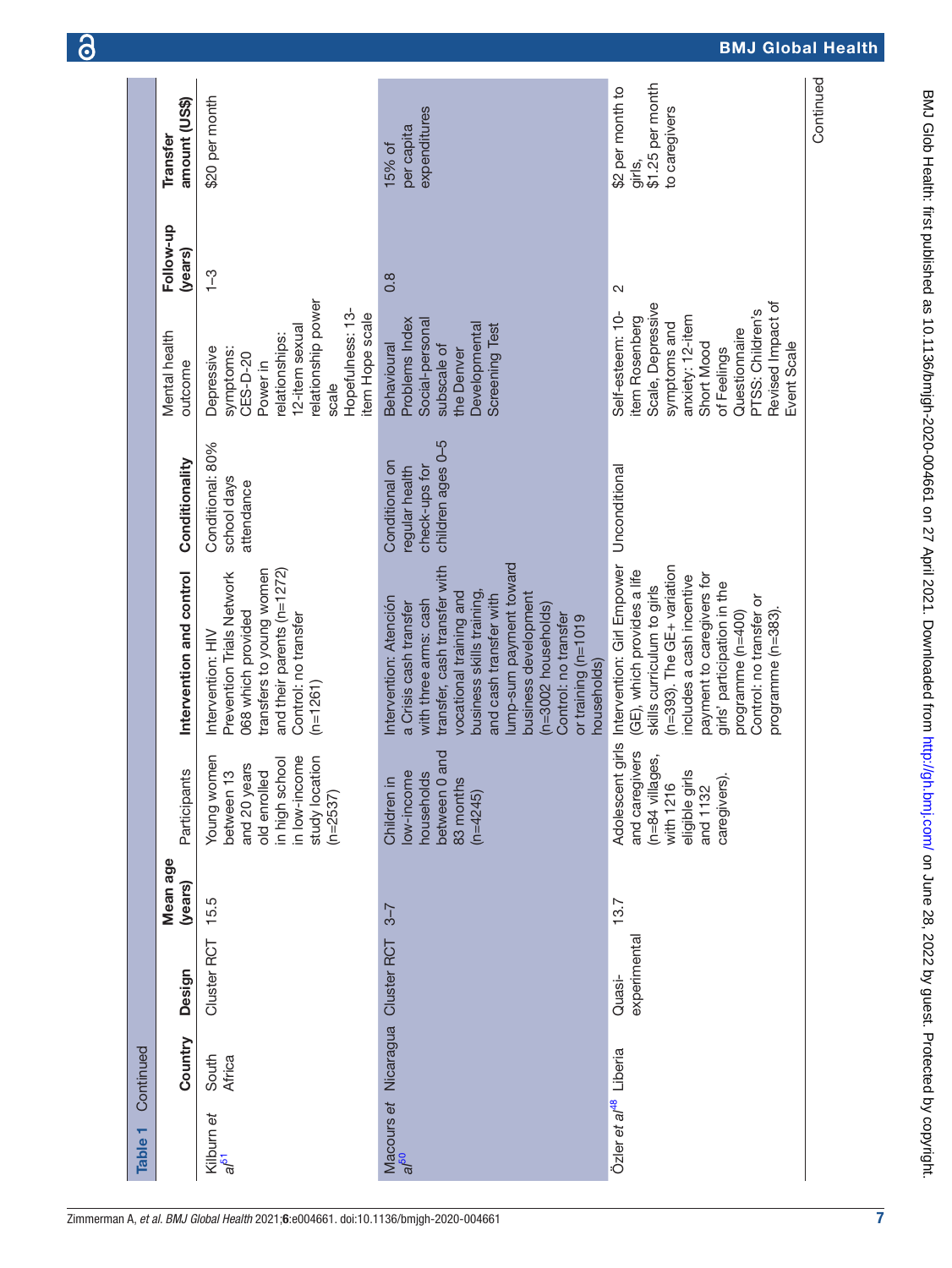**Table 1** Continued

| | Country | Design | Mean age (years) | Participants | Intervention and control | Conditionality | Mental health outcome | Follow-up (years) | Transfer amount (US$) |
|---|---|---|---|---|---|---|---|---|---|
| Kilburn *et al*[51] | South Africa | Cluster RCT | 15.5 | Young women between 13 and 20 years old enrolled in high school in low-income study location (n=2537) | Intervention: HIV Prevention Trials Network 068 which provided transfers to young women and their parents (n=1272) Control: no transfer (n=1261) | Conditional: 80% school days attendance | Depressive symptoms: CES-D-20 Power in relationships: 12-item sexual relationship power scale Hopefulness: 13-item Hope scale | 1–3 | $20 per month |
| Macours *et al*[50] | Nicaragua | Cluster RCT | 3–7 | Children in low-income households between 0 and 83 months (n=4245) | Intervention: Atención a Crisis cash transfer with three arms: cash transfer, cash transfer with vocational training and business skills training, and cash transfer with lump-sum payment toward business development (n=3002 households) Control: no transfer or training (n=1019 households) | Conditional on regular health check-ups for children ages 0–5 | Behavioural Problems Index Social-personal subscale of the Denver Developmental Screening Test | 0.8 | 15% of per capita expenditures |
| Özler *et al*[48] | Liberia | Quasi-experimental | 13.7 | Adolescent girls and caregivers (n=84 villages, with 1216 eligible girls and 1132 caregivers). | Intervention: Girl Empower (GE), which provides a life skills curriculum to girls (n=393). The GE+ variation includes a cash incentive payment to caregivers for girls' participation in the programme (n=400) Control: no transfer or programme (n=383). | Unconditional | Self-esteem: 10-item Rosenberg Scale, Depressive symptoms and anxiety: 12-item Short Mood of Feelings Questionnaire PTSS: Children's Revised Impact of Event Scale | 2 | $2 per month to girls, $1.25 per month to caregivers |

Continued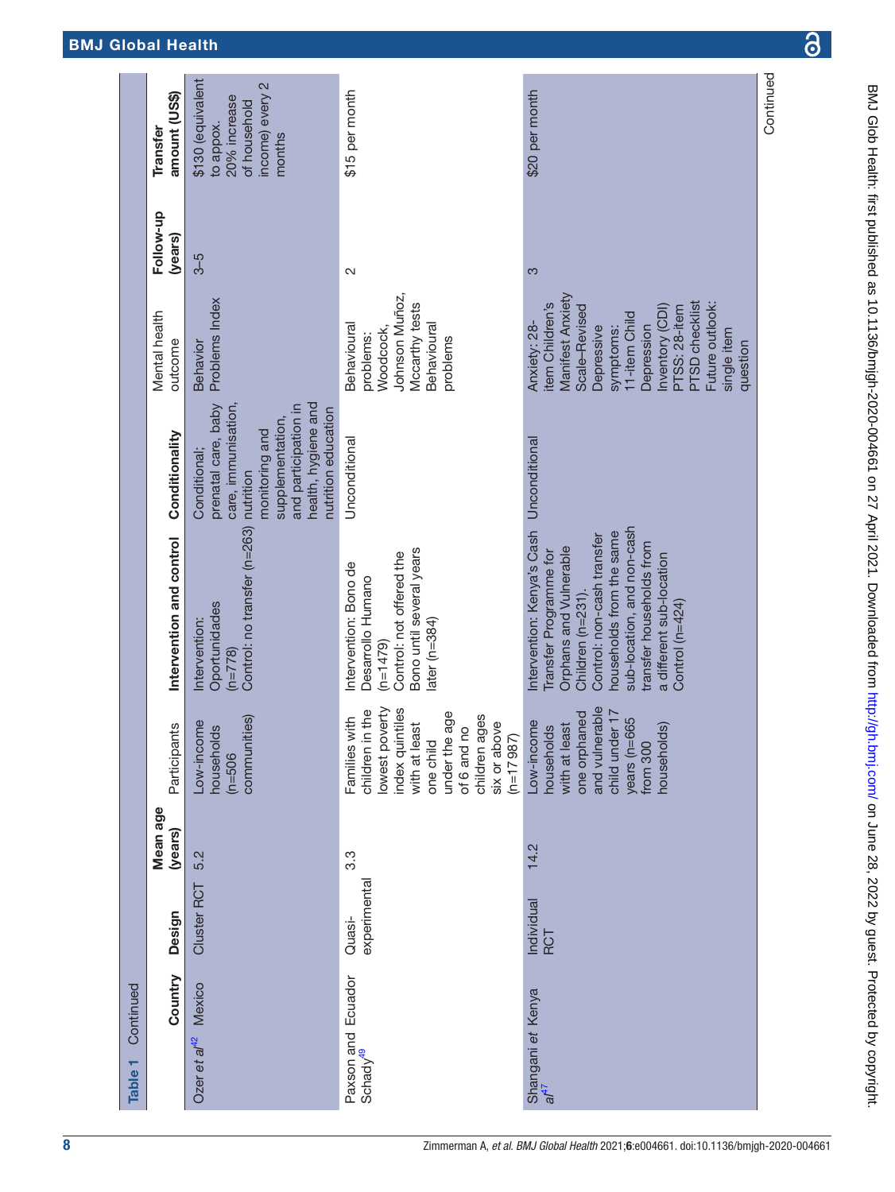**Table 1** Continued

| | Country | Design | Mean age (years) | Participants | Intervention and control | Conditionality | Mental health outcome | Follow-up (years) | Transfer amount (US$) |
|---|---|---|---|---|---|---|---|---|---|
| Ozer *et al*[42] | Mexico | Cluster RCT | 5.2 | Low-income households (n=506 communities) | Intervention: Oportunidades (n=778) Control: no transfer (n=263) | Conditional; prenatal care, baby care, immunisation, nutrition monitoring and supplementation, and participation in health, hygiene and nutrition education | Behavior Problems Index | 3–5 | $130 (equivalent to appox. 20% increase of household income) every 2 months |
| Paxson and Schady[49] | Ecuador | Quasi-experimental | 3.3 | Families with children in the lowest poverty index quintiles with at least one child under the age of 6 and no children ages six or above (n=17 987) | Intervention: Bono de Desarrollo Humano (n=1479) Control: not offered the Bono until several years later (n=384) | Unconditional | Behavioural problems: Woodcock, Johnson Muñoz, Mccarthy tests Behavioural problems | 2 | $15 per month |
| Shangani *et al*[47] | Kenya | Individual RCT | 14.2 | Low-income households with at least one orphaned and vulnerable child under 17 years (n=665 from 300 households) | Intervention: Kenya's Cash Transfer Programme for Orphans and Vulnerable Children (n=231). Control: non-cash transfer households from the same sub-location, and non-cash transfer households from a different sub-location Control (n=424) | Unconditional | Anxiety: 28-item Children's Manifest Anxiety Scale-Revised Depressive symptoms: 11-item Child Depression Inventory (CDI) PTSS: 28-item PTSD checklist Future outlook: single item question | 3 | $20 per month |

Continued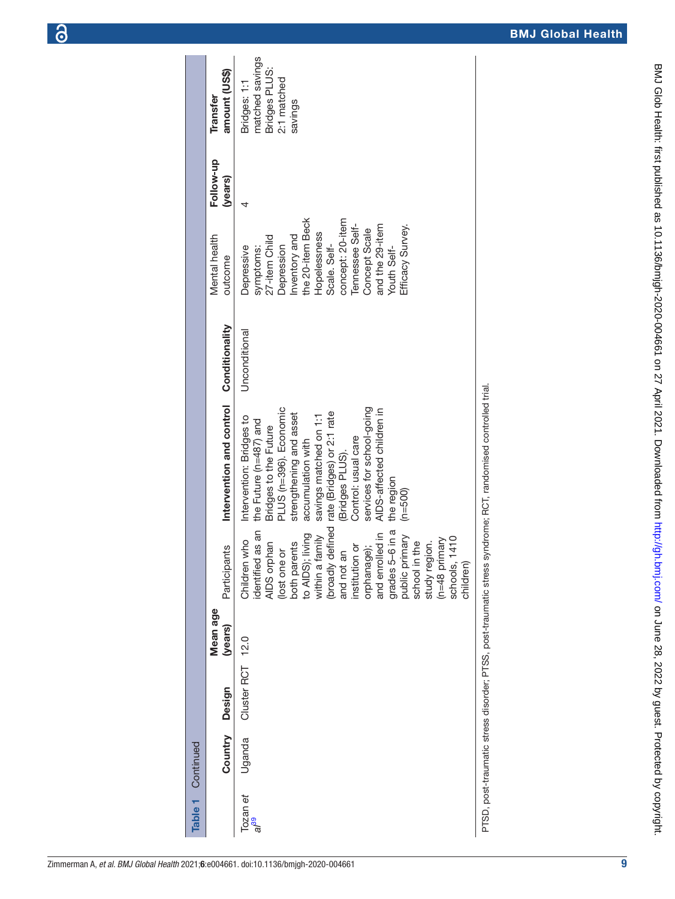**Table 1** Continued

| | Country | Design | Mean age (years) | Participants | Intervention and control | Conditionality | Mental health outcome | Follow-up (years) | Transfer amount (US$) |
|---|---|---|---|---|---|---|---|---|---|
| Tozan *et al*[39] | Uganda | Cluster RCT | 12.0 | Children who identified as an AIDS orphan (lost one or both parents to AIDS); living within a family (broadly defined and not an institution or orphanage); and enrolled in grades 5–6 in a public primary school in the study region. (n=48 primary schools, 1410 children) | Intervention: Bridges to the Future (n=487) and Bridges to the Future PLUS (n=396). Economic strengthening and asset accumulation with savings matched on 1:1 rate (Bridges) or 2:1 rate (Bridges PLUS). Control: usual care services for school-going AIDS-affected children in the region (n=500) | Unconditional | Depressive symptoms: 27-item Child Depression Inventory and the 20-item Beck Hopelessness Scale. Self-concept: 20-item Tennessee Self-Concept Scale and the 29-item Youth Self-Efficacy Survey. | 4 | Bridges: 1:1 matched savings Bridges PLUS: 2:1 matched savings |

PTSD, post-traumatic stress disorder; PTSS, post-traumatic stress syndrome; RCT, randomised controlled trial.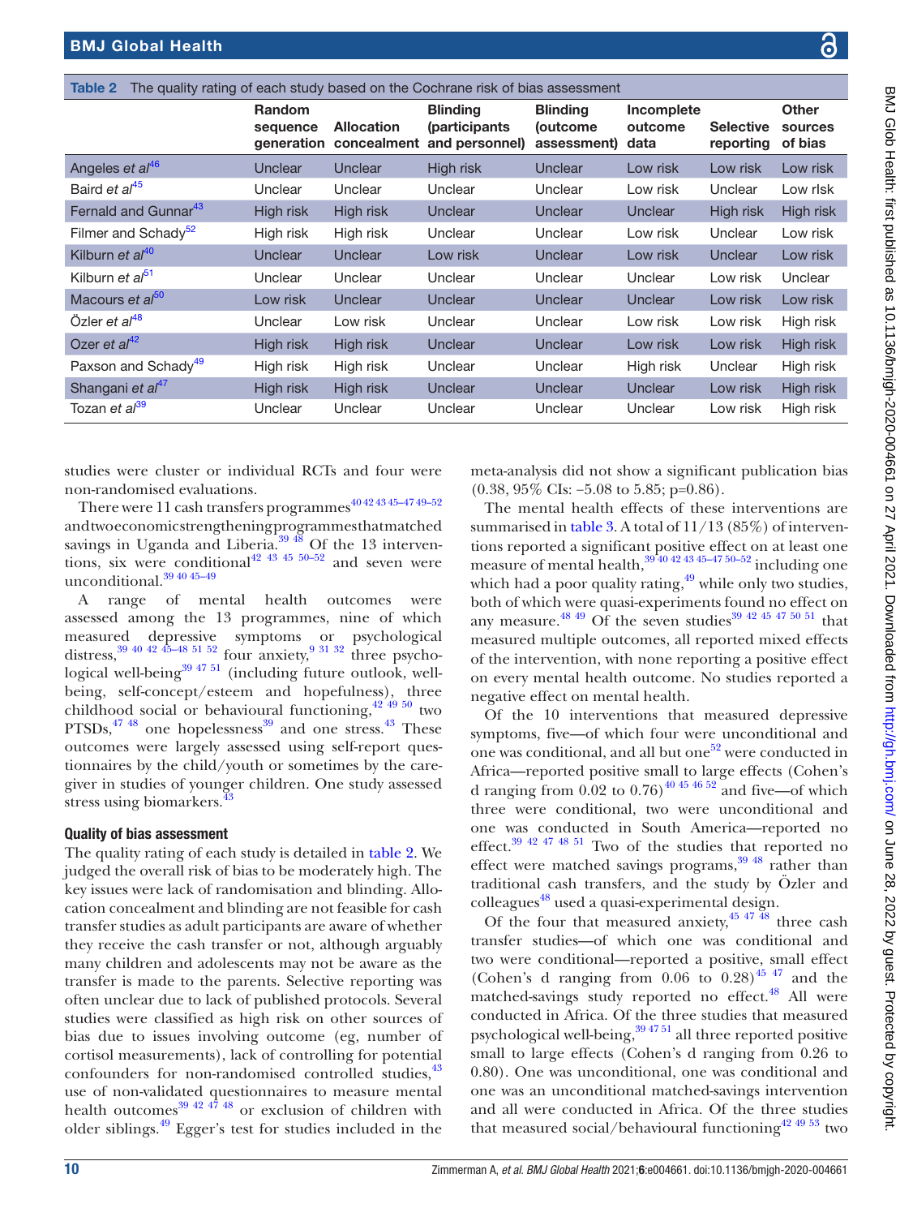Table 2 The quality rating of each study based on the Cochrane risk of bias assessment

| | Random sequence generation | Allocation concealment | Blinding (participants and personnel) | Blinding (outcome assessment) | Incomplete outcome data | Selective reporting | Other sources of bias |
|---|---|---|---|---|---|---|---|
| Angeles *et al*[46] | Unclear | Unclear | High risk | Unclear | Low risk | Low risk | Low risk |
| Baird *et al*[45] | Unclear | Unclear | Unclear | Unclear | Low risk | Unclear | Low rIsk |
| Fernald and Gunnar[43] | High risk | High risk | Unclear | Unclear | Unclear | High risk | High risk |
| Filmer and Schady[52] | High risk | High risk | Unclear | Unclear | Low risk | Unclear | Low risk |
| Kilburn *et al*[40] | Unclear | Unclear | Low risk | Unclear | Low risk | Unclear | Low risk |
| Kilburn *et al*[51] | Unclear | Unclear | Unclear | Unclear | Unclear | Low risk | Unclear |
| Macours *et al*[50] | Low risk | Unclear | Unclear | Unclear | Unclear | Low risk | Low risk |
| Özler *et al*[48] | Unclear | Low risk | Unclear | Unclear | Low risk | Low risk | High risk |
| Ozer *et al*[42] | High risk | High risk | Unclear | Unclear | Low risk | Low risk | High risk |
| Paxson and Schady[49] | High risk | High risk | Unclear | Unclear | High risk | Unclear | High risk |
| Shangani *et al*[47] | High risk | High risk | Unclear | Unclear | Unclear | Low risk | High risk |
| Tozan *et al*[39] | Unclear | Unclear | Unclear | Unclear | Unclear | Low risk | High risk |

studies were cluster or individual RCTs and four were non-randomised evaluations.

There were 11 cash transfers programmes[40 42 43 45–47 49–52] and two economic strengthening programmes that matched savings in Uganda and Liberia.[39 48] Of the 13 interventions, six were conditional[42 43 45 50–52] and seven were unconditional.[39 40 45–49]

A range of mental health outcomes were assessed among the 13 programmes, nine of which measured depressive symptoms or psychological distress,[39 40 42 45–48 51 52] four anxiety,[9 31 32] three psychological well-being[39 47 51] (including future outlook, well-being, self-concept/esteem and hopefulness), three childhood social or behavioural functioning,[42 49 50] two PTSDs,[47 48] one hopelessness[39] and one stress.[43] These outcomes were largely assessed using self-report questionnaires by the child/youth or sometimes by the caregiver in studies of younger children. One study assessed stress using biomarkers.[43]

### Quality of bias assessment

The quality rating of each study is detailed in table 2. We judged the overall risk of bias to be moderately high. The key issues were lack of randomisation and blinding. Allocation concealment and blinding are not feasible for cash transfer studies as adult participants are aware of whether they receive the cash transfer or not, although arguably many children and adolescents may not be aware as the transfer is made to the parents. Selective reporting was often unclear due to lack of published protocols. Several studies were classified as high risk on other sources of bias due to issues involving outcome (eg, number of cortisol measurements), lack of controlling for potential confounders for non-randomised controlled studies,[43] use of non-validated questionnaires to measure mental health outcomes[39 42 47 48] or exclusion of children with older siblings.[49] Egger's test for studies included in the meta-analysis did not show a significant publication bias (0.38, 95% CIs: −5.08 to 5.85; p=0.86).

The mental health effects of these interventions are summarised in table 3. A total of 11/13 (85%) of interventions reported a significant positive effect on at least one measure of mental health,[39 40 42 43 45–47 50–52] including one which had a poor quality rating,[49] while only two studies, both of which were quasi-experiments found no effect on any measure.[48 49] Of the seven studies[39 42 45 47 50 51] that measured multiple outcomes, all reported mixed effects of the intervention, with none reporting a positive effect on every mental health outcome. No studies reported a negative effect on mental health.

Of the 10 interventions that measured depressive symptoms, five—of which four were unconditional and one was conditional, and all but one[52] were conducted in Africa—reported positive small to large effects (Cohen's d ranging from 0.02 to 0.76)[40 45 46 52] and five—of which three were conditional, two were unconditional and one was conducted in South America—reported no effect.[39 42 47 48 51] Two of the studies that reported no effect were matched savings programs,[39 48] rather than traditional cash transfers, and the study by Özler and colleagues[48] used a quasi-experimental design.

Of the four that measured anxiety,[45 47 48] three cash transfer studies—of which one was conditional and two were unconditional—reported a positive, small effect (Cohen's d ranging from 0.06 to 0.28)[45 47] and the matched-savings study reported no effect.[48] All were conducted in Africa. Of the three studies that measured psychological well-being,[39 47 51] all three reported positive small to large effects (Cohen's d ranging from 0.26 to 0.80). One was unconditional, one was conditional and one was an unconditional matched-savings intervention and all were conducted in Africa. Of the three studies that measured social/behavioural functioning[42 49 53] two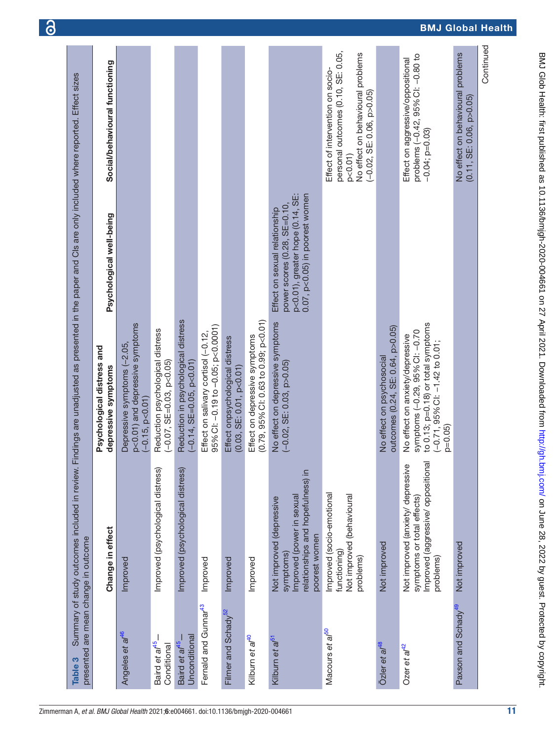**Table 3** Summary of study outcomes included in review. Findings are unadjusted as presented in the paper and CIs are only included where reported. Effect sizes presented are mean change in outcome

| | Change in effect | Psychological distress and depressive symptoms | Psychological well-being | Social/behavioural functioning |
|---|---|---|---|---|
| Angeles *et al*[46] | Improved | Depressive symptoms (−2.05, p<0.01) and depressive symptoms (−0.15, p<0.01) | | |
| Baird *et al*[45]—Conditional | Improved (psychological distress) | Reduction psychological distress (−0.07, SE=0.03, p<0.05) | | |
| Baird *et al*[45]—Unconditional | Improved (psychological distress) | Reduction in psychological distress (−0.14, SE=0.05, p<0.01) | | |
| Fernald and Gunnar[43] | Improved | Effect on salivary cortisol (−0.12, 95% CI: −0.19 to −0.05; p<0.0001) | | |
| Filmer and Schady[52] | Improved | Effect onpsychological distress (0.03, SE: 0.01, p<0.01) | | |
| Kilburn *et al*[40] | Improved | Effect on depressive symptoms (0.79, 95% CI: 0.63 to 0.99; p<0.01) | | |
| Kilburn *et al*[51] | Not improved (depressive symptoms)<br>Improved (power in sexual relationships and hopefulness) in poorest women | No effect on depressive symptoms (−0.02, SE: 0.03, p>0.05) | Effect on sexual relationship power scores (0.28, SE=0.10, p<0.01), greater hope (0.14, SE: 0.07, p<0.05) in poorest women | |
| Macours *et al*[50] | Improved (socio-emotional functioning)<br>Not improved (behavioural problems) | | | Effect of intervention on socio-personal outcomes (0.10, SE: 0.05, p<0.01)<br>No effect on behavioural problems (−0.02, SE: 0.06, p>0.05) |
| Özler *et al*[48] | Not improved | No effect on psychosocial outcomes (0.24, SE: 0.64, p>0.05) | | |
| Ozer *et al*[42] | Not improved (anxiety/ depressive symptoms or total effects)<br>Improved (aggressive/ oppositional problems) | No effect on anxiety/depressive symptoms (−0.29, 95% CI: −0.70 to 0.13; p=0.18) or total symptoms (−0.71, 95% CI: −1.42 to 0.01; p=0.05) | | Effect on aggressive/oppositional problems (−0.42, 95% CI: −0.80 to −0.04; p=0.03) |
| Paxson and Schady[49] | Not improved | | | No effect on behavioural problems (0.11, SE: 0.06, p>0.05) |

Continued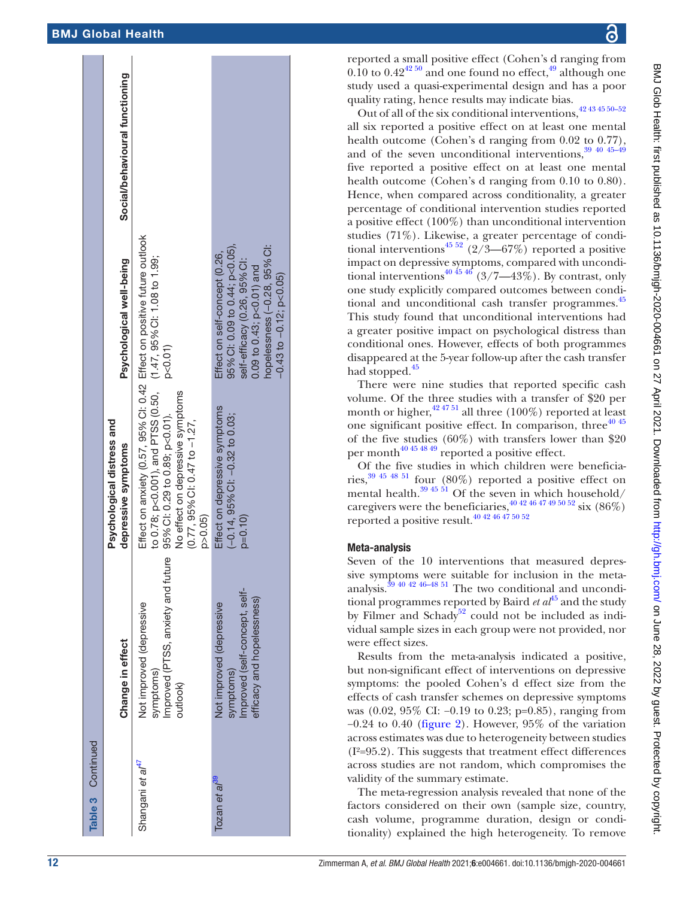Table 3 Continued

| | Change in effect | Psychological distress and depressive symptoms | Psychological well-being | Social/behavioural functioning |
|---|---|---|---|---|
| Shangani *et al*[47] | Not improved (depressive symptoms)<br>Improved (PTSS, anxiety and future outlook) | Effect on anxiety (0.57, 95% CI: 0.42 to 0.78; p<0.001), and PTSS (0.50, 95% CI: 0.29 to 0.89; p<0.01).<br>No effect on depressive symptoms (0.77, 95% CI: 0.47 to −1.27, p>0.05) | Effect on positive future outlook (1.47, 95% CI: 1.08 to 1.99; p<0.01) | |
| Tozan *et al*[39] | Not improved (depressive symptoms)<br>Improved (self-concept, self-efficacy and hopelessness) | Effect on depressive symptoms (−0.14, 95% CI: −0.32 to 0.03; p=0.10) | Effect on self-concept (0.26, 95% CI: 0.09 to 0.44; p<0.05), self-efficacy (0.26, 95% CI: 0.09 to 0.43; p<0.01) and hopelessness (−0.28, 95% CI: −0.43 to −0.12; p<0.05) | |

reported a small positive effect (Cohen's d ranging from 0.10 to 0.42[42,50] and one found no effect,[49] although one study used a quasi-experimental design and has a poor quality rating, hence results may indicate bias.

Out of all of the six conditional interventions,[42 43 45 50–52] all six reported a positive effect on at least one mental health outcome (Cohen's d ranging from 0.02 to 0.77), and of the seven unconditional interventions,[39 40 45–49] five reported a positive effect on at least one mental health outcome (Cohen's d ranging from 0.10 to 0.80). Hence, when compared across conditionality, a greater percentage of conditional intervention studies reported a positive effect (100%) than unconditional intervention studies (71%). Likewise, a greater percentage of conditional interventions[45,52] (2/3—67%) reported a positive impact on depressive symptoms, compared with unconditional interventions[40 45 46] (3/7—43%). By contrast, only one study explicitly compared outcomes between conditional and unconditional cash transfer programmes.[45] This study found that unconditional interventions had a greater positive impact on psychological distress than conditional ones. However, effects of both programmes disappeared at the 5-year follow-up after the cash transfer had stopped.[45]

There were nine studies that reported specific cash volume. Of the three studies with a transfer of \$20 per month or higher,[42 47 51] all three (100%) reported at least one significant positive effect. In comparison, three[40,45] of the five studies (60%) with transfers lower than \$20 per month[40 45 48 49] reported a positive effect.

Of the five studies in which children were beneficiaries,[39 45 48 51] four (80%) reported a positive effect on mental health.[39 45 51] Of the seven in which household/caregivers were the beneficiaries,[40 42 46 47 49 50 52] six (86%) reported a positive result.[40 42 46 47 50 52]

## Meta-analysis

Seven of the 10 interventions that measured depressive symptoms were suitable for inclusion in the meta-analysis.[39 40 42 46–48 51] The two conditional and unconditional programmes reported by Baird *et al*[45] and the study by Filmer and Schady[52] could not be included as individual sample sizes in each group were not provided, nor were effect sizes.

Results from the meta-analysis indicated a positive, but non-significant effect of interventions on depressive symptoms: the pooled Cohen's d effect size from the effects of cash transfer schemes on depressive symptoms was (0.02, 95% CI: −0.19 to 0.23; p=0.85), ranging from −0.24 to 0.40 (figure 2). However, 95% of the variation across estimates was due to heterogeneity between studies ($I^2$=95.2). This suggests that treatment effect differences across studies are not random, which compromises the validity of the summary estimate.

The meta-regression analysis revealed that none of the factors considered on their own (sample size, country, cash volume, programme duration, design or conditionality) explained the high heterogeneity. To remove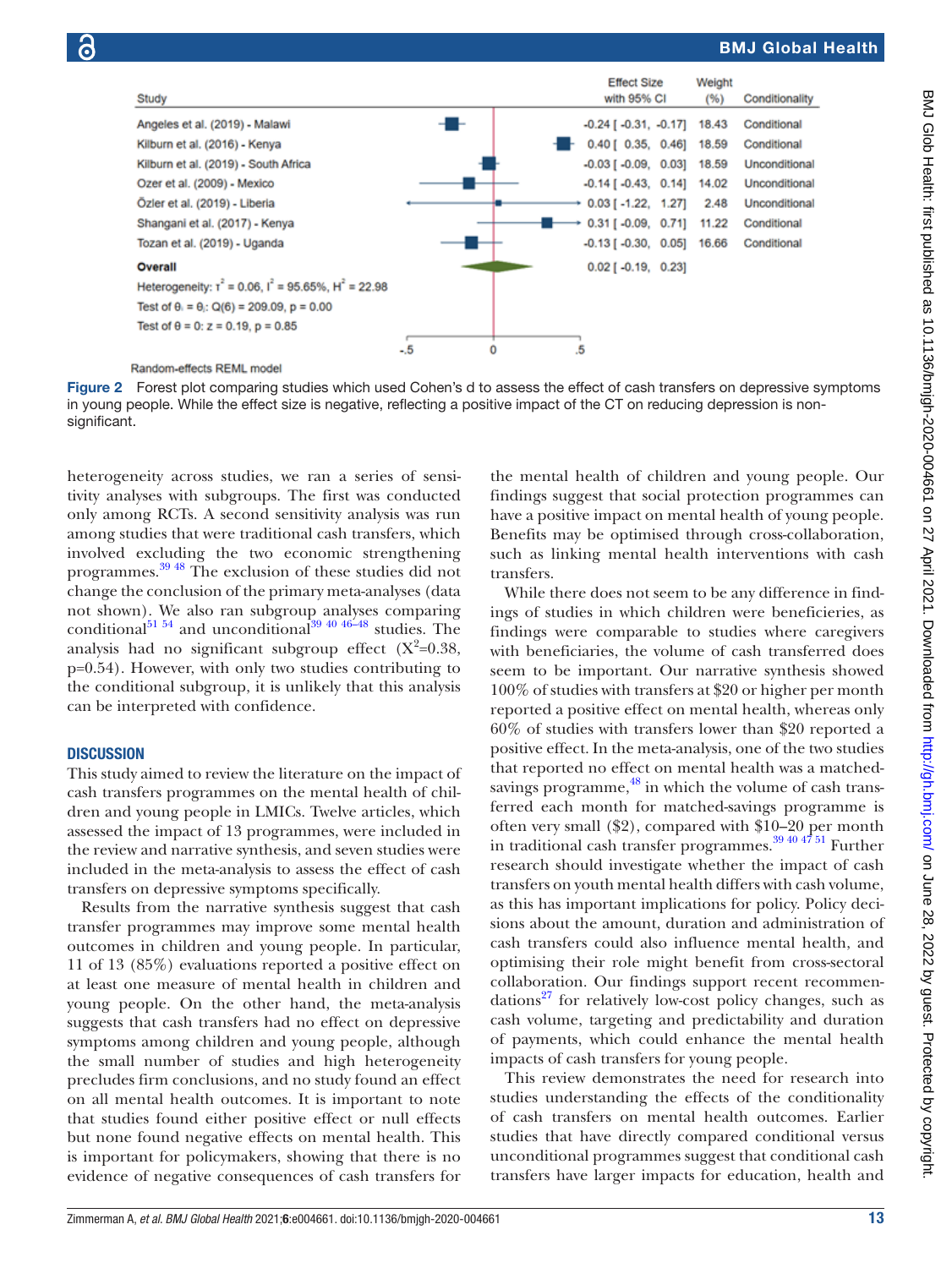| Study | Effect Size with 95% CI | Weight (%) | Conditionality |
|---|---|---|---|
| Angeles et al. (2019) - Malawi | -0.24 [ -0.31, -0.17] | 18.43 | Conditional |
| Kilburn et al. (2016) - Kenya | 0.40 [ 0.35, 0.46] | 18.59 | Conditional |
| Kilburn et al. (2019) - South Africa | -0.03 [ -0.09, 0.03] | 18.59 | Unconditional |
| Ozer et al. (2009) - Mexico | -0.14 [ -0.43, 0.14] | 14.02 | Unconditional |
| Özler et al. (2019) - Liberia | 0.03 [ -1.22, 1.27] | 2.48 | Unconditional |
| Shangani et al. (2017) - Kenya | 0.31 [ -0.09, 0.71] | 11.22 | Conditional |
| Tozan et al. (2019) - Uganda | -0.13 [ -0.30, 0.05] | 16.66 | Conditional |
| **Overall** | 0.02 [ -0.19, 0.23] | | |

Heterogeneity: $\tau^2 = 0.06$, $I^2 = 95.65\%$, $H^2 = 22.98$

Test of $\theta_i = \theta_j$: $Q(6) = 209.09$, $p = 0.00$

Test of $\theta = 0$: $z = 0.19$, $p = 0.85$

Random-effects REML model

**Figure 2** Forest plot comparing studies which used Cohen's d to assess the effect of cash transfers on depressive symptoms in young people. While the effect size is negative, reflecting a positive impact of the CT on reducing depression is non-significant.

heterogeneity across studies, we ran a series of sensitivity analyses with subgroups. The first was conducted only among RCTs. A second sensitivity analysis was run among studies that were traditional cash transfers, which involved excluding the two economic strengthening programmes.[39 48] The exclusion of these studies did not change the conclusion of the primary meta-analyses (data not shown). We also ran subgroup analyses comparing conditional[51 54] and unconditional[39 40 46–48] studies. The analysis had no significant subgroup effect ($X^2$=0.38, p=0.54). However, with only two studies contributing to the conditional subgroup, it is unlikely that this analysis can be interpreted with confidence.

## DISCUSSION

This study aimed to review the literature on the impact of cash transfers programmes on the mental health of children and young people in LMICs. Twelve articles, which assessed the impact of 13 programmes, were included in the review and narrative synthesis, and seven studies were included in the meta-analysis to assess the effect of cash transfers on depressive symptoms specifically.

Results from the narrative synthesis suggest that cash transfer programmes may improve some mental health outcomes in children and young people. In particular, 11 of 13 (85%) evaluations reported a positive effect on at least one measure of mental health in children and young people. On the other hand, the meta-analysis suggests that cash transfers had no effect on depressive symptoms among children and young people, although the small number of studies and high heterogeneity precludes firm conclusions, and no study found an effect on all mental health outcomes. It is important to note that studies found either positive effect or null effects but none found negative effects on mental health. This is important for policymakers, showing that there is no evidence of negative consequences of cash transfers for the mental health of children and young people. Our findings suggest that social protection programmes can have a positive impact on mental health of young people. Benefits may be optimised through cross-collaboration, such as linking mental health interventions with cash transfers.

While there does not seem to be any difference in findings of studies in which children were beneficieries, as findings were comparable to studies where caregivers with beneficiaries, the volume of cash transferred does seem to be important. Our narrative synthesis showed 100% of studies with transfers at \$20 or higher per month reported a positive effect on mental health, whereas only 60% of studies with transfers lower than \$20 reported a positive effect. In the meta-analysis, one of the two studies that reported no effect on mental health was a matched-savings programme,[48] in which the volume of cash transferred each month for matched-savings programme is often very small (\$2), compared with \$10–20 per month in traditional cash transfer programmes.[39 40 47 51] Further research should investigate whether the impact of cash transfers on youth mental health differs with cash volume, as this has important implications for policy. Policy decisions about the amount, duration and administration of cash transfers could also influence mental health, and optimising their role might benefit from cross-sectoral collaboration. Our findings support recent recommendations[27] for relatively low-cost policy changes, such as cash volume, targeting and predictability and duration of payments, which could enhance the mental health impacts of cash transfers for young people.

This review demonstrates the need for research into studies understanding the effects of the conditionality of cash transfers on mental health outcomes. Earlier studies that have directly compared conditional versus unconditional programmes suggest that conditional cash transfers have larger impacts for education, health and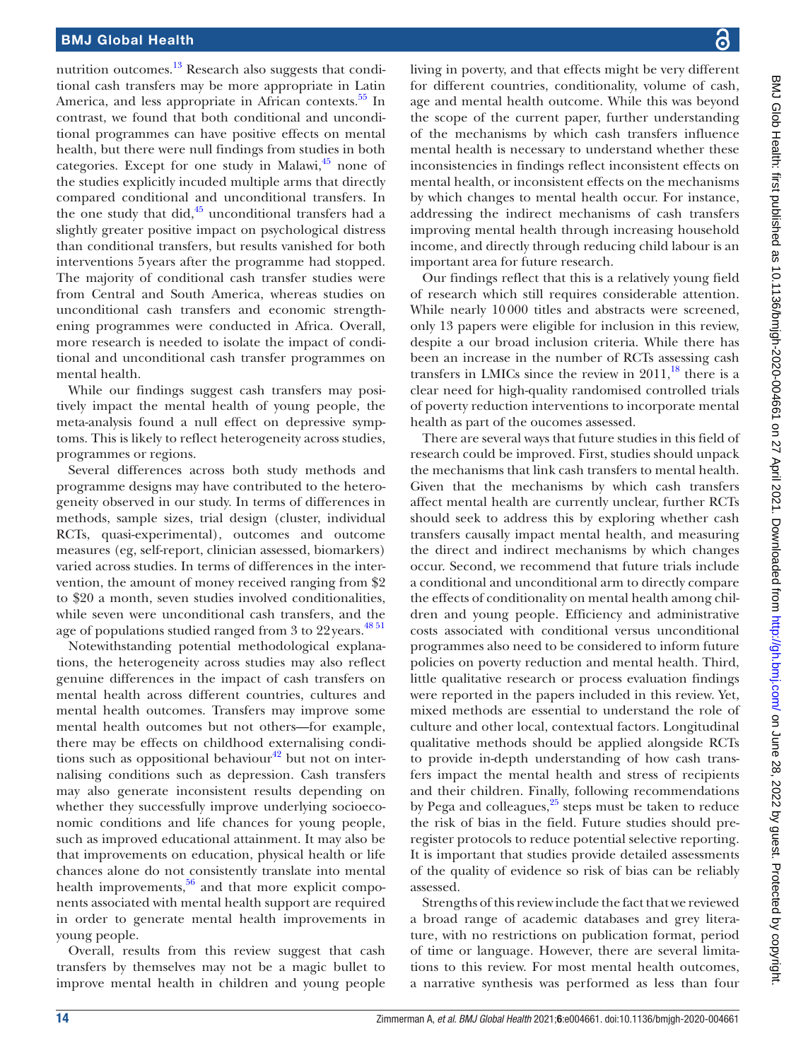nutrition outcomes.[13] Research also suggests that conditional cash transfers may be more appropriate in Latin America, and less appropriate in African contexts.[55] In contrast, we found that both conditional and unconditional programmes can have positive effects on mental health, but there were null findings from studies in both categories. Except for one study in Malawi,[45] none of the studies explicitly incuded multiple arms that directly compared conditional and unconditional transfers. In the one study that did,[45] unconditional transfers had a slightly greater positive impact on psychological distress than conditional transfers, but results vanished for both interventions 5 years after the programme had stopped. The majority of conditional cash transfer studies were from Central and South America, whereas studies on unconditional cash transfers and economic strengthening programmes were conducted in Africa. Overall, more research is needed to isolate the impact of conditional and unconditional cash transfer programmes on mental health.

While our findings suggest cash transfers may positively impact the mental health of young people, the meta-analysis found a null effect on depressive symptoms. This is likely to reflect heterogeneity across studies, programmes or regions.

Several differences across both study methods and programme designs may have contributed to the heterogeneity observed in our study. In terms of differences in methods, sample sizes, trial design (cluster, individual RCTs, quasi-experimental), outcomes and outcome measures (eg, self-report, clinician assessed, biomarkers) varied across studies. In terms of differences in the intervention, the amount of money received ranging from \$2 to \$20 a month, seven studies involved conditionalities, while seven were unconditional cash transfers, and the age of populations studied ranged from 3 to 22 years.[48 51]

Notwithstanding potential methodological explanations, the heterogeneity across studies may also reflect genuine differences in the impact of cash transfers on mental health across different countries, cultures and mental health outcomes. Transfers may improve some mental health outcomes but not others—for example, there may be effects on childhood externalising conditions such as oppositional behaviour[42] but not on internalising conditions such as depression. Cash transfers may also generate inconsistent results depending on whether they successfully improve underlying socioeconomic conditions and life chances for young people, such as improved educational attainment. It may also be that improvements on education, physical health or life chances alone do not consistently translate into mental health improvements,[56] and that more explicit components associated with mental health support are required in order to generate mental health improvements in young people.

Overall, results from this review suggest that cash transfers by themselves may not be a magic bullet to improve mental health in children and young people living in poverty, and that effects might be very different for different countries, conditionality, volume of cash, age and mental health outcome. While this was beyond the scope of the current paper, further understanding of the mechanisms by which cash transfers influence mental health is necessary to understand whether these inconsistencies in findings reflect inconsistent effects on mental health, or inconsistent effects on the mechanisms by which changes to mental health occur. For instance, addressing the indirect mechanisms of cash transfers improving mental health through increasing household income, and directly through reducing child labour is an important area for future research.

Our findings reflect that this is a relatively young field of research which still requires considerable attention. While nearly 10 000 titles and abstracts were screened, only 13 papers were eligible for inclusion in this review, despite a our broad inclusion criteria. While there has been an increase in the number of RCTs assessing cash transfers in LMICs since the review in 2011,[18] there is a clear need for high-quality randomised controlled trials of poverty reduction interventions to incorporate mental health as part of the oucomes assessed.

There are several ways that future studies in this field of research could be improved. First, studies should unpack the mechanisms that link cash transfers to mental health. Given that the mechanisms by which cash transfers affect mental health are currently unclear, further RCTs should seek to address this by exploring whether cash transfers causally impact mental health, and measuring the direct and indirect mechanisms by which changes occur. Second, we recommend that future trials include a conditional and unconditional arm to directly compare the effects of conditionality on mental health among children and young people. Efficiency and administrative costs associated with conditional versus unconditional programmes also need to be considered to inform future policies on poverty reduction and mental health. Third, little qualitative research or process evaluation findings were reported in the papers included in this review. Yet, mixed methods are essential to understand the role of culture and other local, contextual factors. Longitudinal qualitative methods should be applied alongside RCTs to provide in-depth understanding of how cash transfers impact the mental health and stress of recipients and their children. Finally, following recommendations by Pega and colleagues,[25] steps must be taken to reduce the risk of bias in the field. Future studies should preregister protocols to reduce potential selective reporting. It is important that studies provide detailed assessments of the quality of evidence so risk of bias can be reliably assessed.

Strengths of this review include the fact that we reviewed a broad range of academic databases and grey literature, with no restrictions on publication format, period of time or language. However, there are several limitations to this review. For most mental health outcomes, a narrative synthesis was performed as less than four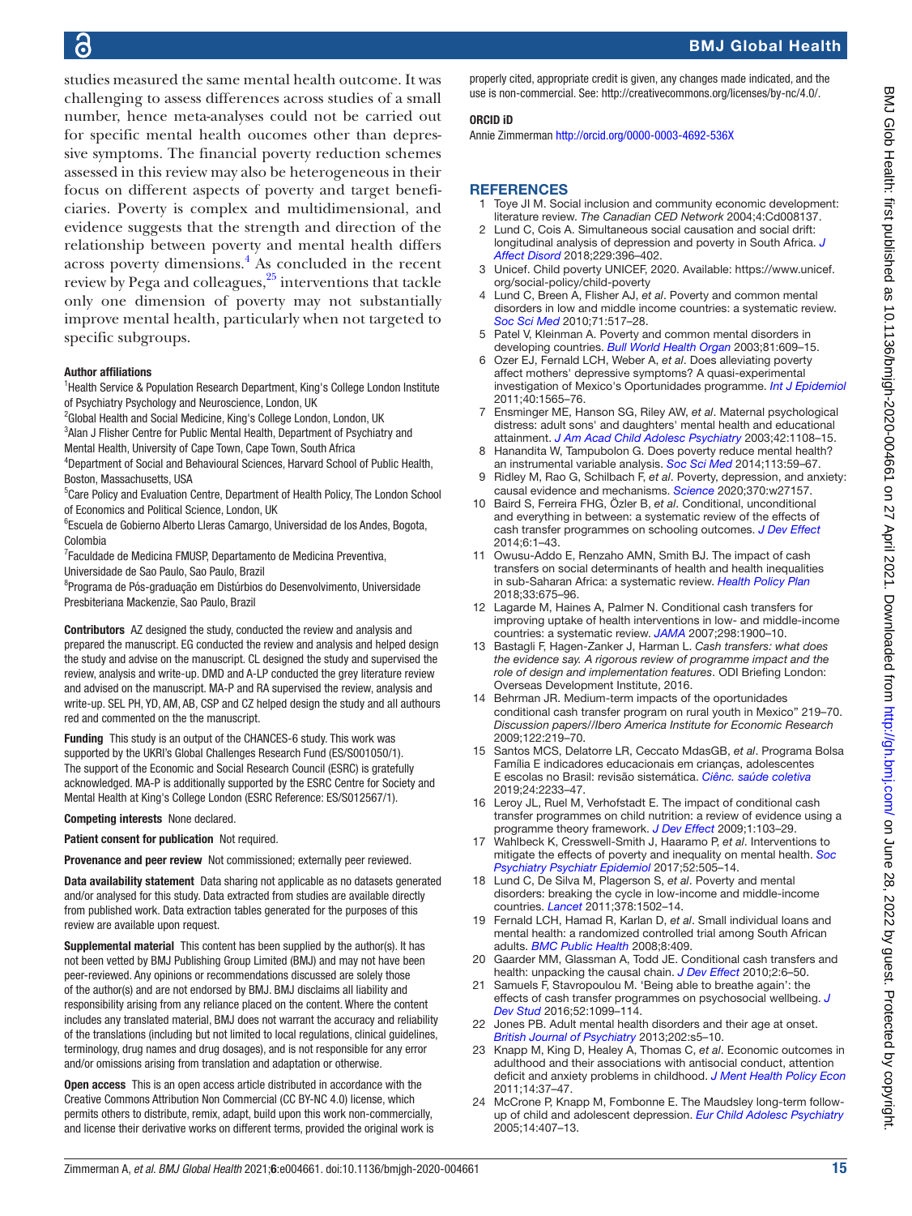studies measured the same mental health outcome. It was challenging to assess differences across studies of a small number, hence meta-analyses could not be carried out for specific mental health oucomes other than depressive symptoms. The financial poverty reduction schemes assessed in this review may also be heterogeneous in their focus on different aspects of poverty and target beneficiaries. Poverty is complex and multidimensional, and evidence suggests that the strength and direction of the relationship between poverty and mental health differs across poverty dimensions.[4] As concluded in the recent review by Pega and colleagues,[25] interventions that tackle only one dimension of poverty may not substantially improve mental health, particularly when not targeted to specific subgroups.

**Author affiliations**

[1]Health Service & Population Research Department, King's College London Institute of Psychiatry Psychology and Neuroscience, London, UK
[2]Global Health and Social Medicine, King's College London, London, UK
[3]Alan J Flisher Centre for Public Mental Health, Department of Psychiatry and Mental Health, University of Cape Town, Cape Town, South Africa
[4]Department of Social and Behavioural Sciences, Harvard School of Public Health, Boston, Massachusetts, USA
[5]Care Policy and Evaluation Centre, Department of Health Policy, The London School of Economics and Political Science, London, UK
[6]Escuela de Gobierno Alberto Lleras Camargo, Universidad de los Andes, Bogota, Colombia
[7]Faculdade de Medicina FMUSP, Departamento de Medicina Preventiva, Universidade de Sao Paulo, Sao Paulo, Brazil
[8]Programa de Pós-graduação em Distúrbios do Desenvolvimento, Universidade Presbiteriana Mackenzie, Sao Paulo, Brazil

**Contributors** AZ designed the study, conducted the review and analysis and prepared the manuscript. EG conducted the review and analysis and helped design the study and advise on the manuscript. CL designed the study and supervised the review, analysis and write-up. DMD and A-LP conducted the grey literature review and advised on the manuscript. MA-P and RA supervised the review, analysis and write-up. SEL PH, YD, AM, AB, CSP and CZ helped design the study and all authours red and commented on the the manuscript.

**Funding** This study is an output of the CHANCES-6 study. This work was supported by the UKRI's Global Challenges Research Fund (ES/S001050/1). The support of the Economic and Social Research Council (ESRC) is gratefully acknowledged. MA-P is additionally supported by the ESRC Centre for Society and Mental Health at King's College London (ESRC Reference: ES/S012567/1).

**Competing interests** None declared.

**Patient consent for publication** Not required.

**Provenance and peer review** Not commissioned; externally peer reviewed.

**Data availability statement** Data sharing not applicable as no datasets generated and/or analysed for this study. Data extracted from studies are available directly from published work. Data extraction tables generated for the purposes of this review are available upon request.

**Supplemental material** This content has been supplied by the author(s). It has not been vetted by BMJ Publishing Group Limited (BMJ) and may not have been peer-reviewed. Any opinions or recommendations discussed are solely those of the author(s) and are not endorsed by BMJ. BMJ disclaims all liability and responsibility arising from any reliance placed on the content. Where the content includes any translated material, BMJ does not warrant the accuracy and reliability of the translations (including but not limited to local regulations, clinical guidelines, terminology, drug names and drug dosages), and is not responsible for any error and/or omissions arising from translation and adaptation or otherwise.

**Open access** This is an open access article distributed in accordance with the Creative Commons Attribution Non Commercial (CC BY-NC 4.0) license, which permits others to distribute, remix, adapt, build upon this work non-commercially, and license their derivative works on different terms, provided the original work is properly cited, appropriate credit is given, any changes made indicated, and the use is non-commercial. See: http://creativecommons.org/licenses/by-nc/4.0/.

**ORCID iD**

Annie Zimmerman http://orcid.org/0000-0003-4692-536X

## REFERENCES

1. Toye JI M. Social inclusion and community economic development: literature review. *The Canadian CED Network* 2004;4:Cd008137.
2. Lund C, Cois A. Simultaneous social causation and social drift: longitudinal analysis of depression and poverty in South Africa. *J Affect Disord* 2018;229:396–402.
3. Unicef. Child poverty UNICEF, 2020. Available: https://www.unicef.org/social-policy/child-poverty
4. Lund C, Breen A, Flisher AJ, *et al*. Poverty and common mental disorders in low and middle income countries: a systematic review. *Soc Sci Med* 2010;71:517–28.
5. Patel V, Kleinman A. Poverty and common mental disorders in developing countries. *Bull World Health Organ* 2003;81:609–15.
6. Ozer EJ, Fernald LCH, Weber A, *et al*. Does alleviating poverty affect mothers' depressive symptoms? A quasi-experimental investigation of Mexico's Oportunidades programme. *Int J Epidemiol* 2011;40:1565–76.
7. Ensminger ME, Hanson SG, Riley AW, *et al*. Maternal psychological distress: adult sons' and daughters' mental health and educational attainment. *J Am Acad Child Adolesc Psychiatry* 2003;42:1108–15.
8. Hanandita W, Tampubolon G. Does poverty reduce mental health? an instrumental variable analysis. *Soc Sci Med* 2014;113:59–67.
9. Ridley M, Rao G, Schilbach F, *et al*. Poverty, depression, and anxiety: causal evidence and mechanisms. *Science* 2020;370:w27157.
10. Baird S, Ferreira FHG, Özler B, *et al*. Conditional, unconditional and everything in between: a systematic review of the effects of cash transfer programmes on schooling outcomes. *J Dev Effect* 2014;6:1–43.
11. Owusu-Addo E, Renzaho AMN, Smith BJ. The impact of cash transfers on social determinants of health and health inequalities in sub-Saharan Africa: a systematic review. *Health Policy Plan* 2018;33:675–96.
12. Lagarde M, Haines A, Palmer N. Conditional cash transfers for improving uptake of health interventions in low- and middle-income countries: a systematic review. *JAMA* 2007;298:1900–10.
13. Bastagli F, Hagen-Zanker J, Harman L. *Cash transfers: what does the evidence say. A rigorous review of programme impact and the role of design and implementation features*. ODI Briefing London: Overseas Development Institute, 2016.
14. Behrman JR. Medium-term impacts of the oportunidades conditional cash transfer program on rural youth in Mexico" 219–70. *Discussion papers//Ibero America Institute for Economic Research* 2009;122:219–70.
15. Santos MCS, Delatorre LR, Ceccato MdasGB, *et al*. Programa Bolsa Família E indicadores educacionais em crianças, adolescentes E escolas no Brasil: revisão sistemática. *Ciênc. saúde coletiva* 2019;24:2233–47.
16. Leroy JL, Ruel M, Verhofstadt E. The impact of conditional cash transfer programmes on child nutrition: a review of evidence using a programme theory framework. *J Dev Effect* 2009;1:103–29.
17. Wahlbeck K, Cresswell-Smith J, Haaramo P, *et al*. Interventions to mitigate the effects of poverty and inequality on mental health. *Soc Psychiatry Psychiatr Epidemiol* 2017;52:505–14.
18. Lund C, De Silva M, Plagerson S, *et al*. Poverty and mental disorders: breaking the cycle in low-income and middle-income countries. *Lancet* 2011;378:1502–14.
19. Fernald LCH, Hamad R, Karlan D, *et al*. Small individual loans and mental health: a randomized controlled trial among South African adults. *BMC Public Health* 2008;8:409.
20. Gaarder MM, Glassman A, Todd JE. Conditional cash transfers and health: unpacking the causal chain. *J Dev Effect* 2010;2:6–50.
21. Samuels F, Stavropoulou M. 'Being able to breathe again': the effects of cash transfer programmes on psychosocial wellbeing. *J Dev Stud* 2016;52:1099–114.
22. Jones PB. Adult mental health disorders and their age at onset. *British Journal of Psychiatry* 2013;202:s5–10.
23. Knapp M, King D, Healey A, Thomas C, *et al*. Economic outcomes in adulthood and their associations with antisocial conduct, attention deficit and anxiety problems in childhood. *J Ment Health Policy Econ* 2011;14:37–47.
24. McCrone P, Knapp M, Fombonne E. The Maudsley long-term follow-up of child and adolescent depression. *Eur Child Adolesc Psychiatry* 2005;14:407–13.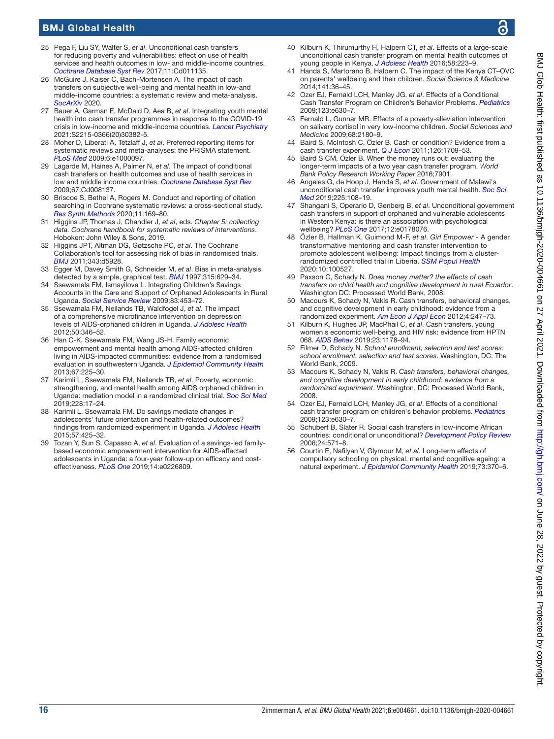25 Pega F, Liu SY, Walter S, *et al*. Unconditional cash transfers for reducing poverty and vulnerabilities: effect on use of health services and health outcomes in low- and middle-income countries. *Cochrane Database Syst Rev* 2017;11:Cd011135.

26 McGuire J, Kaiser C, Bach-Mortensen A. The impact of cash transfers on subjective well-being and mental health in low-and middle-income countries: a systematic review and meta-analysis. *SocArXiv* 2020.

27 Bauer A, Garman E, McDaid D, Aea B, *et al*. Integrating youth mental health into cash transfer programmes in response to the COVID-19 crisis in low-income and middle-income countries. *Lancet Psychiatry* 2021:S2215-0366(20)30382-5.

28 Moher D, Liberati A, Tetzlaff J, *et al*. Preferred reporting items for systematic reviews and meta-analyses: the PRISMA statement. *PLoS Med* 2009;6:e1000097.

29 Lagarde M, Haines A, Palmer N, *et al*. The impact of conditional cash transfers on health outcomes and use of health services in low and middle income countries. *Cochrane Database Syst Rev* 2009;67:Cd008137.

30 Briscoe S, Bethel A, Rogers M. Conduct and reporting of citation searching in Cochrane systematic reviews: a cross-sectional study. *Res Synth Methods* 2020;11:169–80.

31 Higgins JP, Thomas J, Chandler J, *et al*, eds. *Chapter 5: collecting data. Cochrane handbook for systematic reviews of interventions*. Hoboken: John Wiley & Sons, 2019.

32 Higgins JPT, Altman DG, Gøtzsche PC, *et al*. The Cochrane Collaboration's tool for assessing risk of bias in randomised trials. *BMJ* 2011;343:d5928.

33 Egger M, Davey Smith G, Schneider M, *et al*. Bias in meta-analysis detected by a simple, graphical test. *BMJ* 1997;315:629–34.

34 Ssewamala FM, Ismayilova L. Integrating Children's Savings Accounts in the Care and Support of Orphaned Adolescents in Rural Uganda. *Social Service Review* 2009;83:453–72.

35 Ssewamala FM, Neilands TB, Waldfogel J, *et al*. The impact of a comprehensive microfinance intervention on depression levels of AIDS-orphaned children in Uganda. *J Adolesc Health* 2012;50:346–52.

36 Han C-K, Ssewamala FM, Wang JS-H. Family economic empowerment and mental health among AIDS-affected children living in AIDS-impacted communities: evidence from a randomised evaluation in southwestern Uganda. *J Epidemiol Community Health* 2013;67:225–30.

37 Karimli L, Ssewamala FM, Neilands TB, *et al*. Poverty, economic strengthening, and mental health among AIDS orphaned children in Uganda: mediation model in a randomized clinical trial. *Soc Sci Med* 2019;228:17–24.

38 Karimli L, Ssewamala FM. Do savings mediate changes in adolescents' future orientation and health-related outcomes? findings from randomized experiment in Uganda. *J Adolesc Health* 2015;57:425–32.

39 Tozan Y, Sun S, Capasso A, *et al*. Evaluation of a savings-led family-based economic empowerment intervention for AIDS-affected adolescents in Uganda: a four-year follow-up on efficacy and cost-effectiveness. *PLoS One* 2019;14:e0226809.

40 Kilburn K, Thirumurthy H, Halpern CT, *et al*. Effects of a large-scale unconditional cash transfer program on mental health outcomes of young people in Kenya. *J Adolesc Health* 2016;58:223–9.

41 Handa S, Martorano B, Halpern C. The impact of the Kenya CT–OVC on parents' wellbeing and their children. *Social Science & Medicine* 2014;141:36–45.

42 Ozer EJ, Fernald LCH, Manley JG, *et al*. Effects of a Conditional Cash Transfer Program on Children's Behavior Problems. *Pediatrics* 2009;123:e630–7.

43 Fernald L, Gunnar MR. Effects of a poverty-alleviation intervention on salivary cortisol in very low-income children. *Social Sciences and Medicine* 2009;68:2180–9.

44 Baird S, McIntosh C, Özler B. Cash or condition? Evidence from a cash transfer experiment. *Q J Econ* 2011;126:1709–53.

45 Baird S CM, Özler B. When the money runs out: evaluating the longer-term impacts of a two year cash transfer program. *World Bank Policy Research Working Paper* 2016;7901.

46 Angeles G, de Hoop J, Handa S, *et al*. Government of Malawi's unconditional cash transfer improves youth mental health. *Soc Sci Med* 2019;225:108–19.

47 Shangani S, Operario D, Genberg B, *et al*. Unconditional government cash transfers in support of orphaned and vulnerable adolescents in Western Kenya: is there an association with psychological wellbeing? *PLoS One* 2017;12:e0178076.

48 Özler B, Hallman K, Guimond M-F, *et al*. *Girl Empower* - A gender transformative mentoring and cash transfer intervention to promote adolescent wellbeing: Impact findings from a cluster-randomized controlled trial in Liberia. *SSM Popul Health* 2020;10:100527.

49 Paxson C, Schady N. *Does money matter? the effects of cash transfers on child health and cognitive development in rural Ecuador*. Washington DC: Processed World Bank, 2008.

50 Macours K, Schady N, Vakis R. Cash transfers, behavioral changes, and cognitive development in early childhood: evidence from a randomized experiment. *Am Econ J Appl Econ* 2012;4:247–73.

51 Kilburn K, Hughes JP, MacPhail C, *et al*. Cash transfers, young women's economic well-being, and HIV risk: evidence from HPTN 068. *AIDS Behav* 2019;23:1178–94.

52 Filmer D, Schady N. *School enrollment, selection and test scores: school enrollment, selection and test scores*. Washington, DC: The World Bank, 2009.

53 Macours K, Schady N, Vakis R. *Cash transfers, behavioral changes, and cognitive development in early childhood: evidence from a randomized experiment*. Washington, DC: Processed World Bank, 2008.

54 Ozer EJ, Fernald LCH, Manley JG, *et al*. Effects of a conditional cash transfer program on children's behavior problems. *Pediatrics* 2009;123:e630–7.

55 Schubert B, Slater R. Social cash transfers in low-income African countries: conditional or unconditional? *Development Policy Review* 2006;24:571–8.

56 Courtin E, Nafilyan V, Glymour M, *et al*. Long-term effects of compulsory schooling on physical, mental and cognitive ageing: a natural experiment. *J Epidemiol Community Health* 2019;73:370–6.